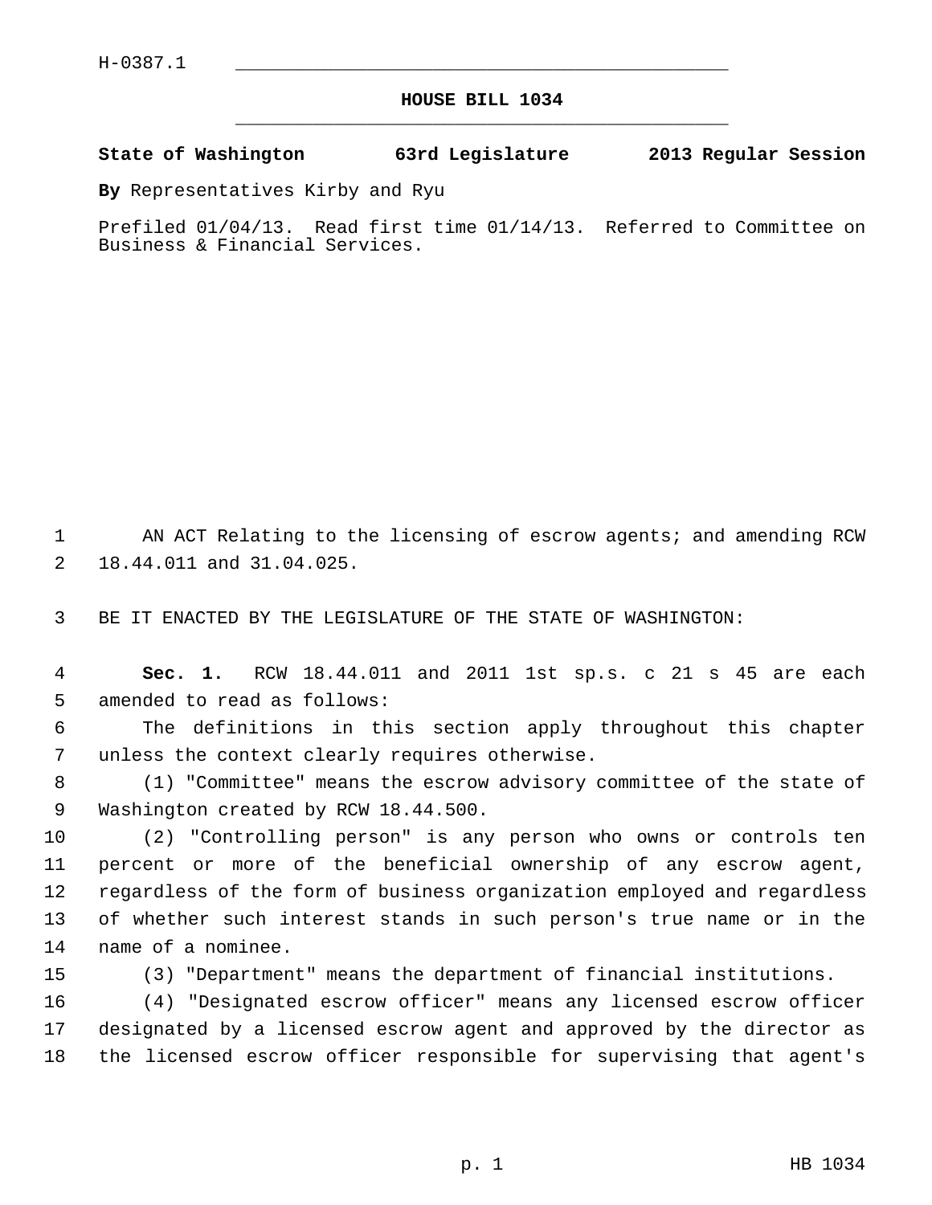H-0387.1

# HOUSE BILL 1034

**State of Washington 63rd Legislature 2013 Regular Session**

**By** Representatives Kirby and Ryu

Prefiled 01/04/13. Read first time 01/14/13. Referred to Committee on Business & Financial Services.

AN ACT Relating to the licensing of escrow agents; and amending RCW 18.44.011 and 31.04.025.

BE IT ENACTED BY THE LEGISLATURE OF THE STATE OF WASHINGTON:

**Sec. 1.** RCW 18.44.011 and 2011 1st sp.s. c 21 s 45 are each amended to read as follows:

The definitions in this section apply throughout this chapter unless the context clearly requires otherwise.

(1) "Committee" means the escrow advisory committee of the state of Washington created by RCW 18.44.500.

(2) "Controlling person" is any person who owns or controls ten percent or more of the beneficial ownership of any escrow agent, regardless of the form of business organization employed and regardless of whether such interest stands in such person's true name or in the name of a nominee.

(3) "Department" means the department of financial institutions.

(4) "Designated escrow officer" means any licensed escrow officer designated by a licensed escrow agent and approved by the director as the licensed escrow officer responsible for supervising that agent's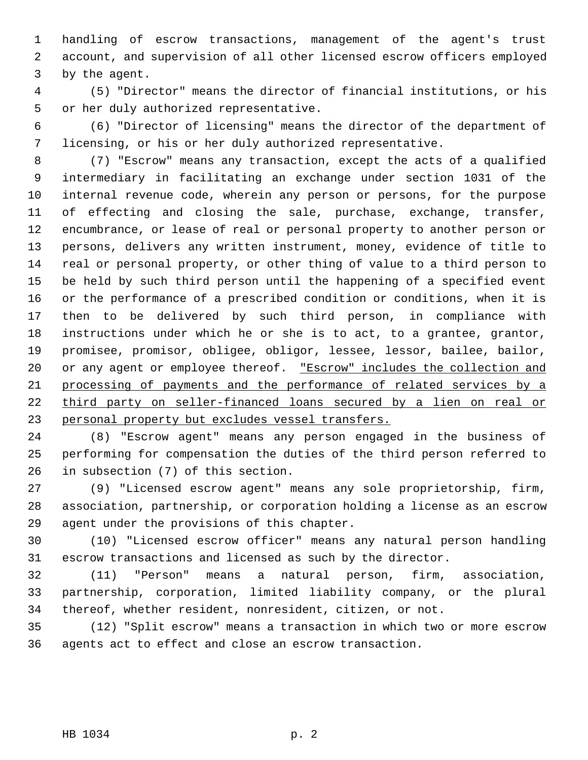handling of escrow transactions, management of the agent's trust account, and supervision of all other licensed escrow officers employed by the agent.

(5) "Director" means the director of financial institutions, or his or her duly authorized representative.

(6) "Director of licensing" means the director of the department of licensing, or his or her duly authorized representative.

(7) "Escrow" means any transaction, except the acts of a qualified intermediary in facilitating an exchange under section 1031 of the internal revenue code, wherein any person or persons, for the purpose of effecting and closing the sale, purchase, exchange, transfer, encumbrance, or lease of real or personal property to another person or persons, delivers any written instrument, money, evidence of title to real or personal property, or other thing of value to a third person to be held by such third person until the happening of a specified event or the performance of a prescribed condition or conditions, when it is then to be delivered by such third person, in compliance with instructions under which he or she is to act, to a grantee, grantor, promisee, promisor, obligee, obligor, lessee, lessor, bailee, bailor, or any agent or employee thereof. <u>"Escrow" includes the collection and processing of payments and the performance of related services by a third party on seller-financed loans secured by a lien on real or personal property but excludes vessel transfers.</u>

(8) "Escrow agent" means any person engaged in the business of performing for compensation the duties of the third person referred to in subsection (7) of this section.

(9) "Licensed escrow agent" means any sole proprietorship, firm, association, partnership, or corporation holding a license as an escrow agent under the provisions of this chapter.

(10) "Licensed escrow officer" means any natural person handling escrow transactions and licensed as such by the director.

(11) "Person" means a natural person, firm, association, partnership, corporation, limited liability company, or the plural thereof, whether resident, nonresident, citizen, or not.

(12) "Split escrow" means a transaction in which two or more escrow agents act to effect and close an escrow transaction.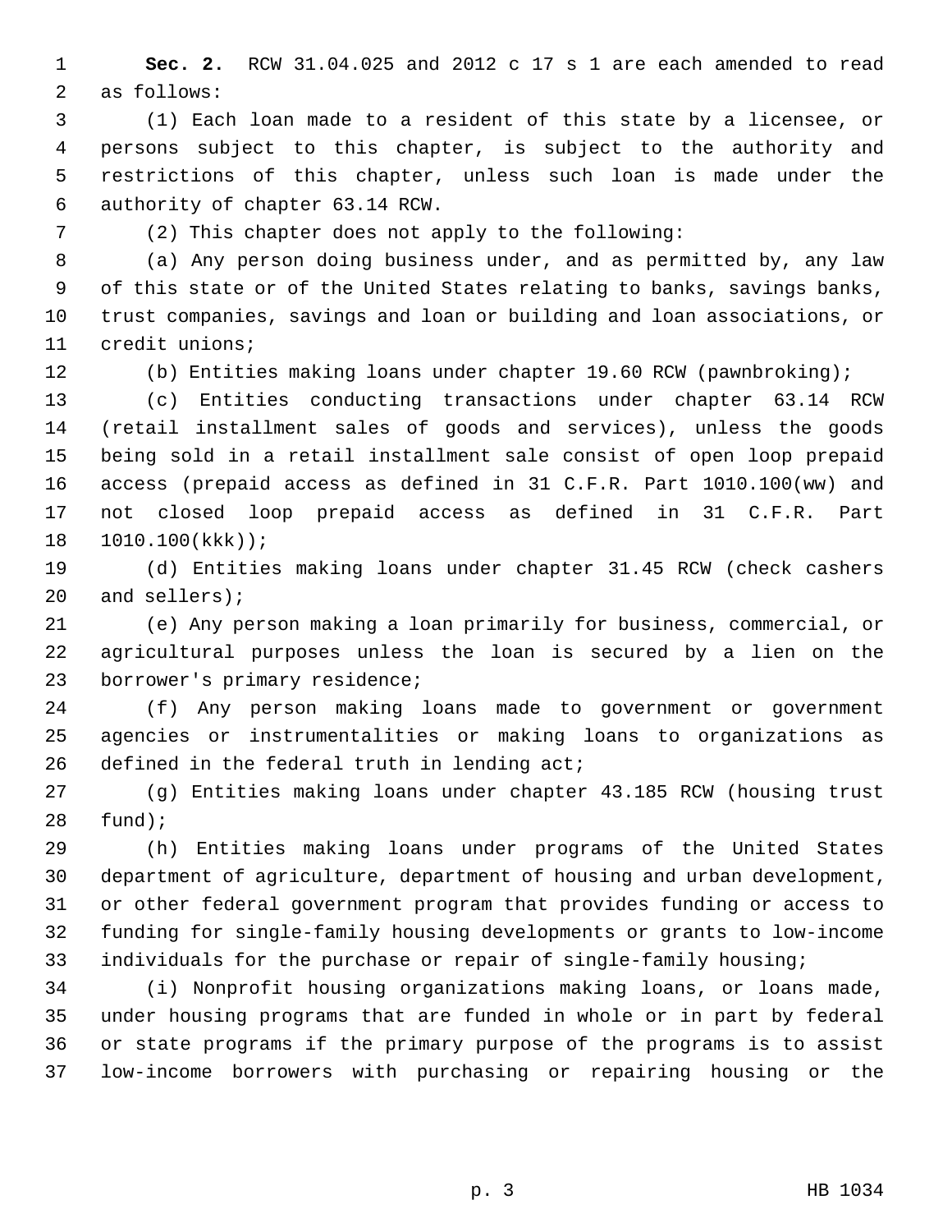**Sec. 2.** RCW 31.04.025 and 2012 c 17 s 1 are each amended to read as follows:

(1) Each loan made to a resident of this state by a licensee, or persons subject to this chapter, is subject to the authority and restrictions of this chapter, unless such loan is made under the authority of chapter 63.14 RCW.

(2) This chapter does not apply to the following:

(a) Any person doing business under, and as permitted by, any law of this state or of the United States relating to banks, savings banks, trust companies, savings and loan or building and loan associations, or credit unions;

(b) Entities making loans under chapter 19.60 RCW (pawnbroking);

(c) Entities conducting transactions under chapter 63.14 RCW (retail installment sales of goods and services), unless the goods being sold in a retail installment sale consist of open loop prepaid access (prepaid access as defined in 31 C.F.R. Part 1010.100(ww) and not closed loop prepaid access as defined in 31 C.F.R. Part 1010.100(kkk));

(d) Entities making loans under chapter 31.45 RCW (check cashers and sellers);

(e) Any person making a loan primarily for business, commercial, or agricultural purposes unless the loan is secured by a lien on the borrower's primary residence;

(f) Any person making loans made to government or government agencies or instrumentalities or making loans to organizations as defined in the federal truth in lending act;

(g) Entities making loans under chapter 43.185 RCW (housing trust fund);

(h) Entities making loans under programs of the United States department of agriculture, department of housing and urban development, or other federal government program that provides funding or access to funding for single-family housing developments or grants to low-income individuals for the purchase or repair of single-family housing;

(i) Nonprofit housing organizations making loans, or loans made, under housing programs that are funded in whole or in part by federal or state programs if the primary purpose of the programs is to assist low-income borrowers with purchasing or repairing housing or the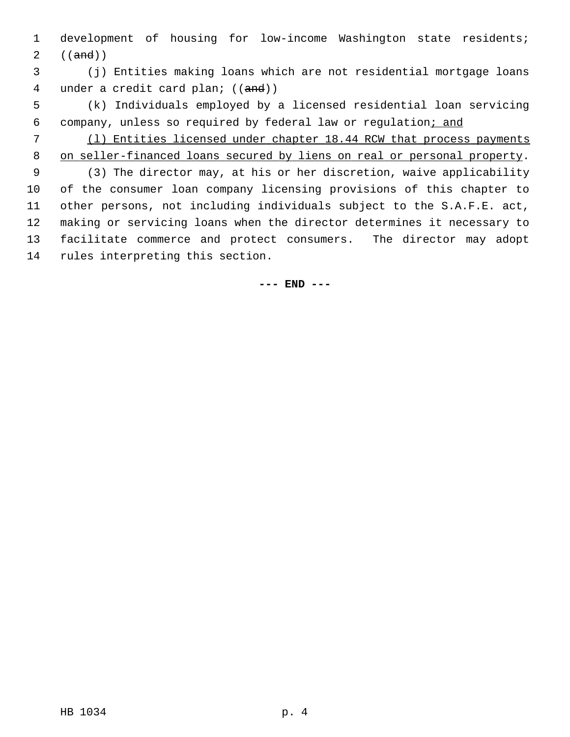development of housing for low-income Washington state residents; ((~~and~~))

(j) Entities making loans which are not residential mortgage loans under a credit card plan; ((~~and~~))

(k) Individuals employed by a licensed residential loan servicing company, unless so required by federal law or regulation<u>; and</u>

<u>(l) Entities licensed under chapter 18.44 RCW that process payments on seller-financed loans secured by liens on real or personal property</u>.

(3) The director may, at his or her discretion, waive applicability of the consumer loan company licensing provisions of this chapter to other persons, not including individuals subject to the S.A.F.E. act, making or servicing loans when the director determines it necessary to facilitate commerce and protect consumers. The director may adopt rules interpreting this section.

**--- END ---**